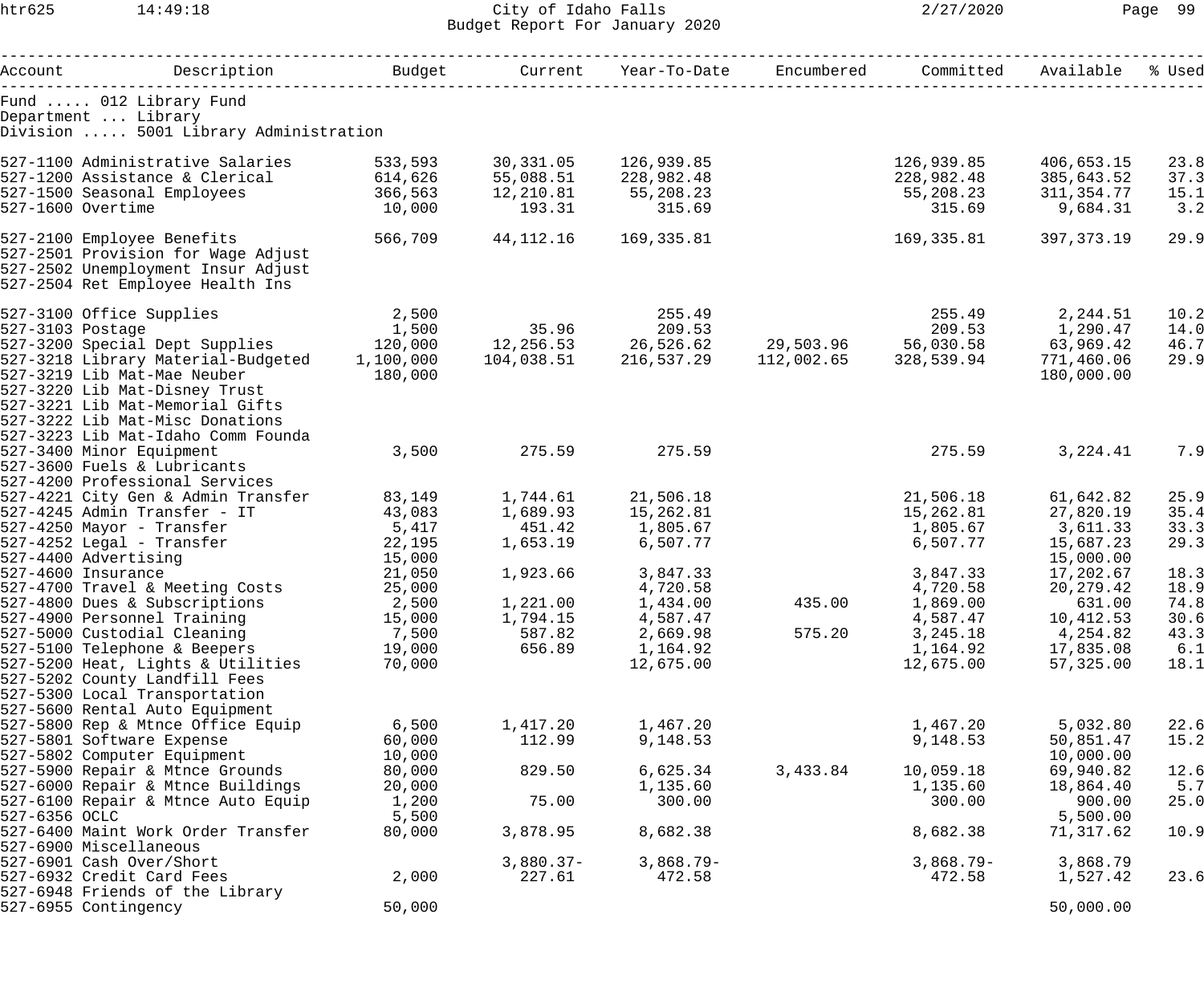# City of Idaho Falls
## Budget Report For January 2020

Fund ..... 012 Library Fund
Department ... Library
Division ..... 5001 Library Administration

| Account | Description | Budget | Current | Year-To-Date | Encumbered | Committed | Available | % Used |
|---|---|---|---|---|---|---|---|---|
| 527-1100 | Administrative Salaries | 533,593 | 30,331.05 | 126,939.85 | | 126,939.85 | 406,653.15 | 23.8 |
| 527-1200 | Assistance & Clerical | 614,626 | 55,088.51 | 228,982.48 | | 228,982.48 | 385,643.52 | 37.3 |
| 527-1500 | Seasonal Employees | 366,563 | 12,210.81 | 55,208.23 | | 55,208.23 | 311,354.77 | 15.1 |
| 527-1600 | Overtime | 10,000 | 193.31 | 315.69 | | 315.69 | 9,684.31 | 3.2 |
| 527-2100 | Employee Benefits | 566,709 | 44,112.16 | 169,335.81 | | 169,335.81 | 397,373.19 | 29.9 |
| 527-2501 | Provision for Wage Adjust | | | | | | | |
| 527-2502 | Unemployment Insur Adjust | | | | | | | |
| 527-2504 | Ret Employee Health Ins | | | | | | | |
| 527-3100 | Office Supplies | 2,500 | | 255.49 | | 255.49 | 2,244.51 | 10.2 |
| 527-3103 | Postage | 1,500 | 35.96 | 209.53 | | 209.53 | 1,290.47 | 14.0 |
| 527-3200 | Special Dept Supplies | 120,000 | 12,256.53 | 26,526.62 | 29,503.96 | 56,030.58 | 63,969.42 | 46.7 |
| 527-3218 | Library Material-Budgeted | 1,100,000 | 104,038.51 | 216,537.29 | 112,002.65 | 328,539.94 | 771,460.06 | 29.9 |
| 527-3219 | Lib Mat-Mae Neuber | 180,000 | | | | | 180,000.00 | |
| 527-3220 | Lib Mat-Disney Trust | | | | | | | |
| 527-3221 | Lib Mat-Memorial Gifts | | | | | | | |
| 527-3222 | Lib Mat-Misc Donations | | | | | | | |
| 527-3223 | Lib Mat-Idaho Comm Founda | | | | | | | |
| 527-3400 | Minor Equipment | 3,500 | 275.59 | 275.59 | | 275.59 | 3,224.41 | 7.9 |
| 527-3600 | Fuels & Lubricants | | | | | | | |
| 527-4200 | Professional Services | | | | | | | |
| 527-4221 | City Gen & Admin Transfer | 83,149 | 1,744.61 | 21,506.18 | | 21,506.18 | 61,642.82 | 25.9 |
| 527-4245 | Admin Transfer - IT | 43,083 | 1,689.93 | 15,262.81 | | 15,262.81 | 27,820.19 | 35.4 |
| 527-4250 | Mayor - Transfer | 5,417 | 451.42 | 1,805.67 | | 1,805.67 | 3,611.33 | 33.3 |
| 527-4252 | Legal - Transfer | 22,195 | 1,653.19 | 6,507.77 | | 6,507.77 | 15,687.23 | 29.3 |
| 527-4400 | Advertising | 15,000 | | | | | 15,000.00 | |
| 527-4600 | Insurance | 21,050 | 1,923.66 | 3,847.33 | | 3,847.33 | 17,202.67 | 18.3 |
| 527-4700 | Travel & Meeting Costs | 25,000 | | 4,720.58 | | 4,720.58 | 20,279.42 | 18.9 |
| 527-4800 | Dues & Subscriptions | 2,500 | 1,221.00 | 1,434.00 | 435.00 | 1,869.00 | 631.00 | 74.8 |
| 527-4900 | Personnel Training | 15,000 | 1,794.15 | 4,587.47 | | 4,587.47 | 10,412.53 | 30.6 |
| 527-5000 | Custodial Cleaning | 7,500 | 587.82 | 2,669.98 | 575.20 | 3,245.18 | 4,254.82 | 43.3 |
| 527-5100 | Telephone & Beepers | 19,000 | 656.89 | 1,164.92 | | 1,164.92 | 17,835.08 | 6.1 |
| 527-5200 | Heat, Lights & Utilities | 70,000 | | 12,675.00 | | 12,675.00 | 57,325.00 | 18.1 |
| 527-5202 | County Landfill Fees | | | | | | | |
| 527-5300 | Local Transportation | | | | | | | |
| 527-5600 | Rental Auto Equipment | | | | | | | |
| 527-5800 | Rep & Mtnce Office Equip | 6,500 | 1,417.20 | 1,467.20 | | 1,467.20 | 5,032.80 | 22.6 |
| 527-5801 | Software Expense | 60,000 | 112.99 | 9,148.53 | | 9,148.53 | 50,851.47 | 15.2 |
| 527-5802 | Computer Equipment | 10,000 | | | | | 10,000.00 | |
| 527-5900 | Repair & Mtnce Grounds | 80,000 | 829.50 | 6,625.34 | 3,433.84 | 10,059.18 | 69,940.82 | 12.6 |
| 527-6000 | Repair & Mtnce Buildings | 20,000 | | 1,135.60 | | 1,135.60 | 18,864.40 | 5.7 |
| 527-6100 | Repair & Mtnce Auto Equip | 1,200 | 75.00 | 300.00 | | 300.00 | 900.00 | 25.0 |
| 527-6356 | OCLC | 5,500 | | | | | 5,500.00 | |
| 527-6400 | Maint Work Order Transfer | 80,000 | 3,878.95 | 8,682.38 | | 8,682.38 | 71,317.62 | 10.9 |
| 527-6900 | Miscellaneous | | | | | | | |
| 527-6901 | Cash Over/Short | | 3,880.37- | 3,868.79- | | 3,868.79- | 3,868.79 | |
| 527-6932 | Credit Card Fees | 2,000 | 227.61 | 472.58 | | 472.58 | 1,527.42 | 23.6 |
| 527-6948 | Friends of the Library | | | | | | | |
| 527-6955 | Contingency | 50,000 | | | | | 50,000.00 | |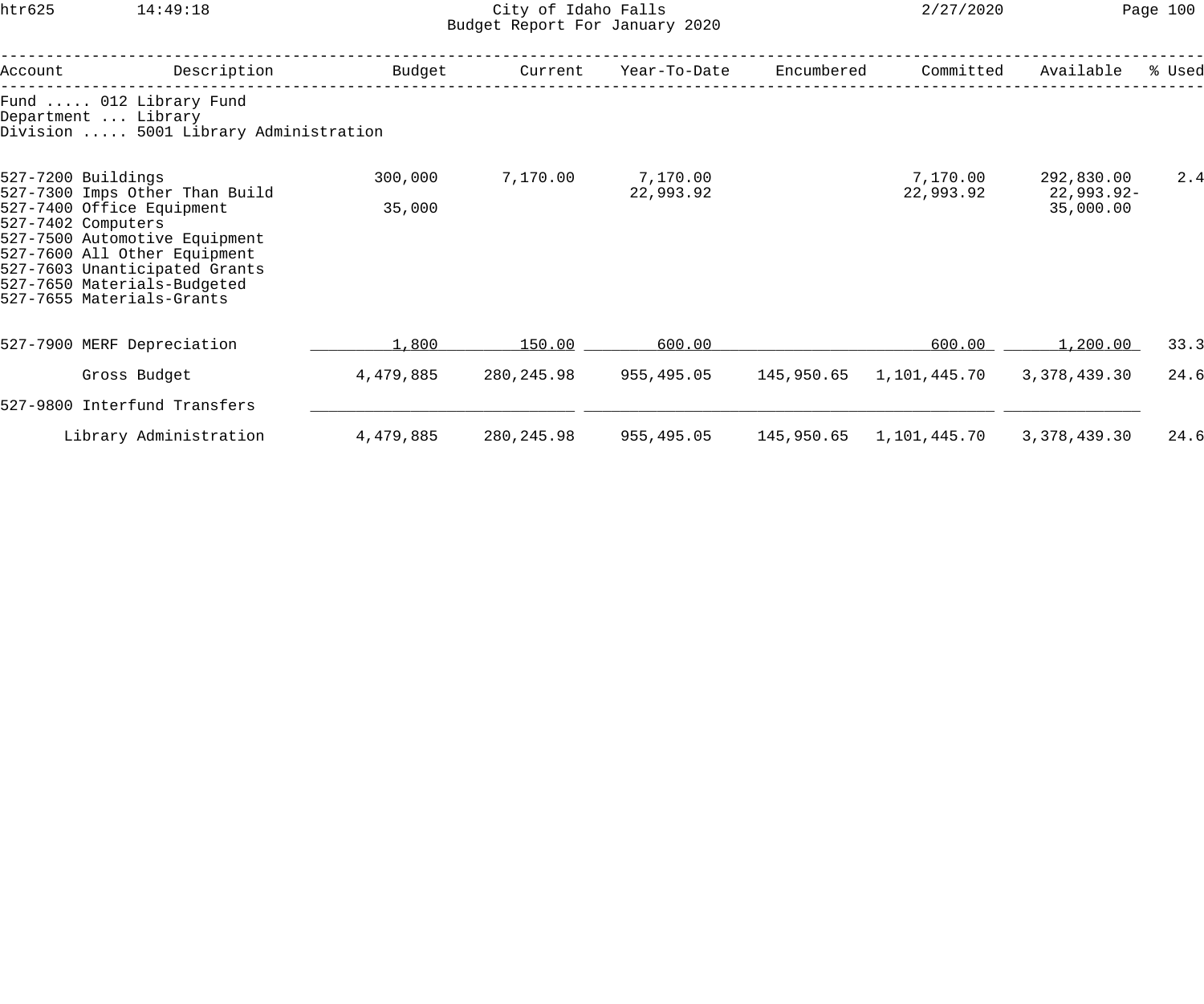Fund ..... 012 Library Fund
Department ... Library
Division ..... 5001 Library Administration

| Account | Description | Budget | Current | Year-To-Date | Encumbered | Committed | Available | % Used |
|---|---|---|---|---|---|---|---|---|
| 527-7200 | Buildings | 300,000 | 7,170.00 | 7,170.00 | | 7,170.00 | 292,830.00 | 2.4 |
| 527-7300 | Imps Other Than Build | | | 22,993.92 | | 22,993.92 | 22,993.92- | |
| 527-7400 | Office Equipment | 35,000 | | | | | 35,000.00 | |
| 527-7402 | Computers | | | | | | | |
| 527-7500 | Automotive Equipment | | | | | | | |
| 527-7600 | All Other Equipment | | | | | | | |
| 527-7603 | Unanticipated Grants | | | | | | | |
| 527-7650 | Materials-Budgeted | | | | | | | |
| 527-7655 | Materials-Grants | | | | | | | |
| 527-7900 | MERF Depreciation | 1,800 | 150.00 | 600.00 | | 600.00 | 1,200.00 | 33.3 |
| | Gross Budget | 4,479,885 | 280,245.98 | 955,495.05 | 145,950.65 | 1,101,445.70 | 3,378,439.30 | 24.6 |
| 527-9800 | Interfund Transfers | | | | | | | |
| | Library Administration | 4,479,885 | 280,245.98 | 955,495.05 | 145,950.65 | 1,101,445.70 | 3,378,439.30 | 24.6 |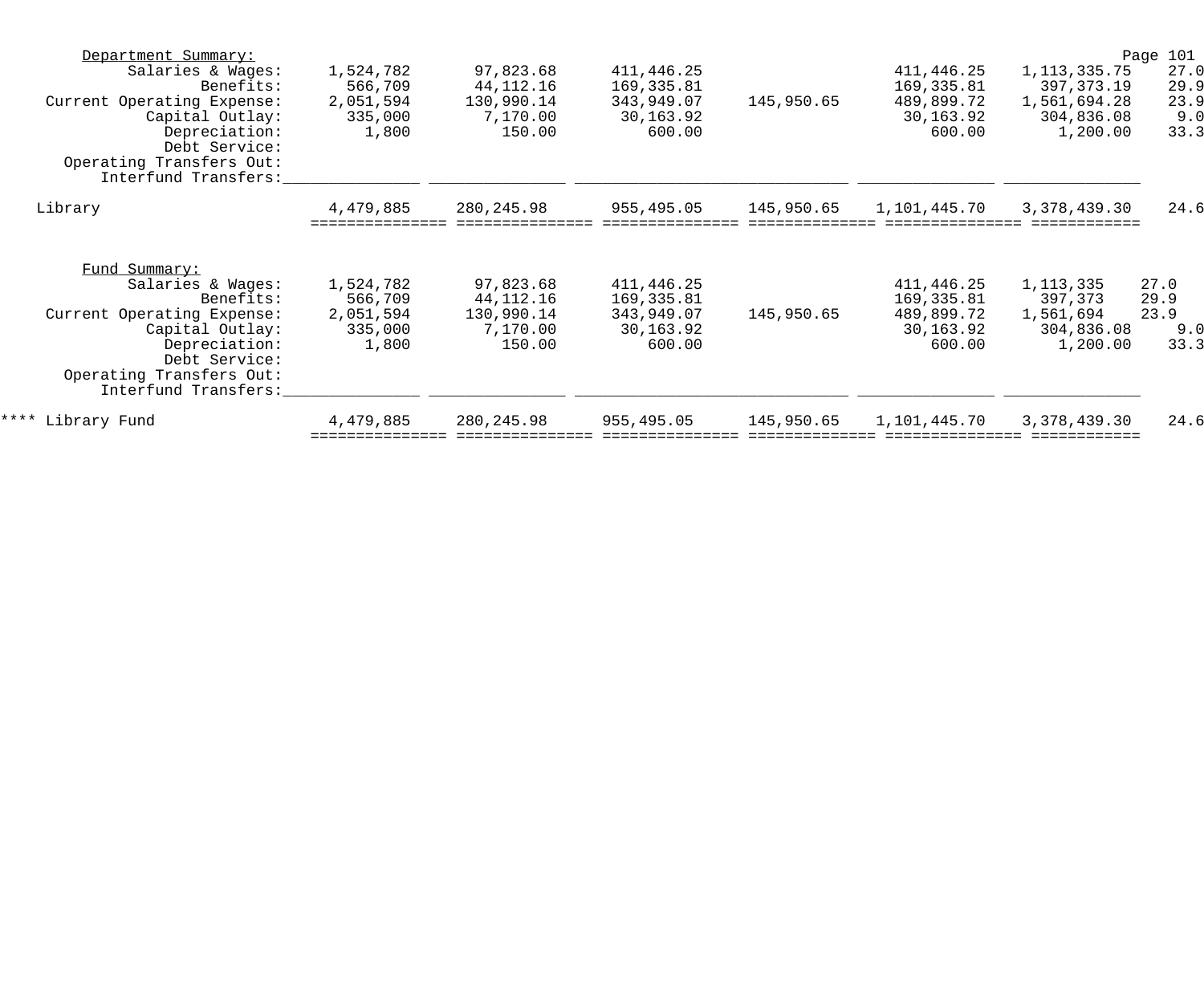| Department Summary: | | | | | | | |
|---|---|---|---|---|---|---|---|
| Salaries & Wages: | 1,524,782 | 97,823.68 | 411,446.25 | | 411,446.25 | 1,113,335.75 | 27.0 |
| Benefits: | 566,709 | 44,112.16 | 169,335.81 | | 169,335.81 | 397,373.19 | 29.9 |
| Current Operating Expense: | 2,051,594 | 130,990.14 | 343,949.07 | 145,950.65 | 489,899.72 | 1,561,694.28 | 23.9 |
| Capital Outlay: | 335,000 | 7,170.00 | 30,163.92 | | 30,163.92 | 304,836.08 | 9.0 |
| Depreciation: | 1,800 | 150.00 | 600.00 | | 600.00 | 1,200.00 | 33.3 |
| Debt Service: | | | | | | | |
| Operating Transfers Out: | | | | | | | |
| Interfund Transfers: | | | | | | | |
| Library | 4,479,885 | 280,245.98 | 955,495.05 | 145,950.65 | 1,101,445.70 | 3,378,439.30 | 24.6 |

| Fund Summary: | | | | | | | |
|---|---|---|---|---|---|---|---|
| Salaries & Wages: | 1,524,782 | 97,823.68 | 411,446.25 | | 411,446.25 | 1,113,335 | 27.0 |
| Benefits: | 566,709 | 44,112.16 | 169,335.81 | | 169,335.81 | 397,373 | 29.9 |
| Current Operating Expense: | 2,051,594 | 130,990.14 | 343,949.07 | 145,950.65 | 489,899.72 | 1,561,694 | 23.9 |
| Capital Outlay: | 335,000 | 7,170.00 | 30,163.92 | | 30,163.92 | 304,836.08 | 9.0 |
| Depreciation: | 1,800 | 150.00 | 600.00 | | 600.00 | 1,200.00 | 33.3 |
| Debt Service: | | | | | | | |
| Operating Transfers Out: | | | | | | | |
| Interfund Transfers: | | | | | | | |
| **** Library Fund | 4,479,885 | 280,245.98 | 955,495.05 | 145,950.65 | 1,101,445.70 | 3,378,439.30 | 24.6 |